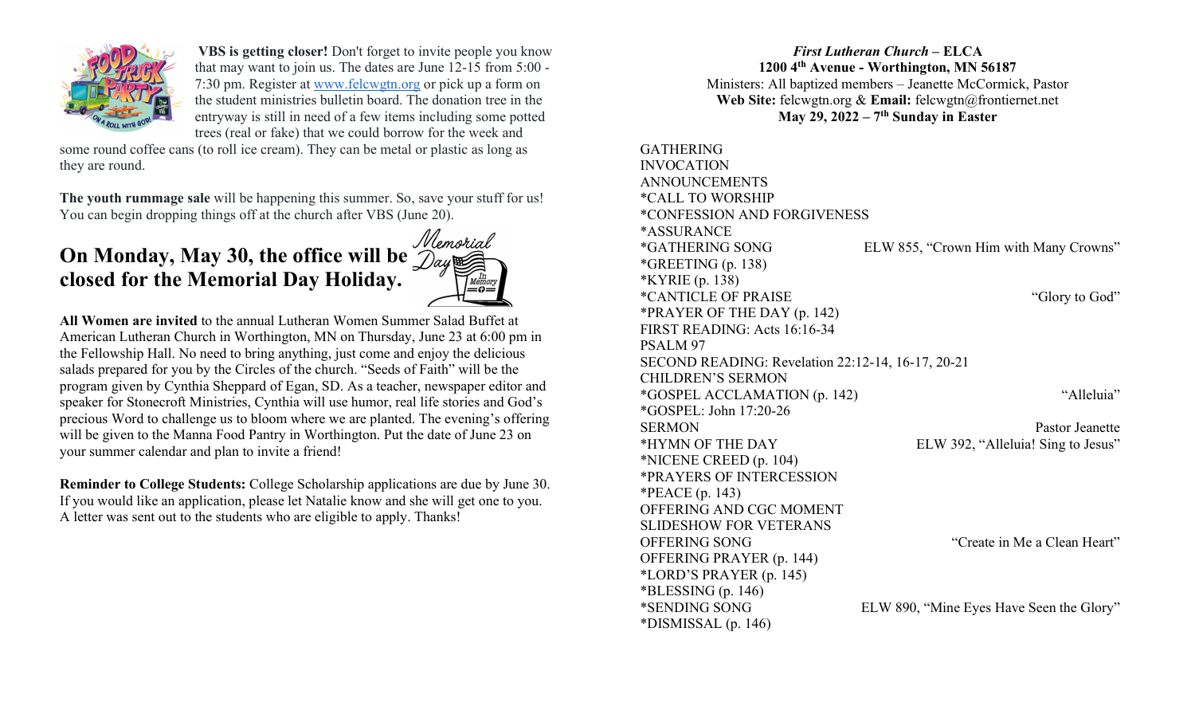**VBS is getting closer!** Don't forget to invite people you know that may want to join us. The dates are June 12-15 from 5:00 - 7:30 pm. Register at www.felcwgtn.org or pick up a form on the student ministries bulletin board. The donation tree in the entryway is still in need of a few items including some potted trees (real or fake) that we could borrow for the week and some round coffee cans (to roll ice cream). They can be metal or plastic as long as they are round.

**The youth rummage sale** will be happening this summer. So, save your stuff for us! You can begin dropping things off at the church after VBS (June 20).

## On Monday, May 30, the office will be closed for the Memorial Day Holiday.

**All Women are invited** to the annual Lutheran Women Summer Salad Buffet at American Lutheran Church in Worthington, MN on Thursday, June 23 at 6:00 pm in the Fellowship Hall. No need to bring anything, just come and enjoy the delicious salads prepared for you by the Circles of the church. "Seeds of Faith" will be the program given by Cynthia Sheppard of Egan, SD. As a teacher, newspaper editor and speaker for Stonecroft Ministries, Cynthia will use humor, real life stories and God's precious Word to challenge us to bloom where we are planted. The evening's offering will be given to the Manna Food Pantry in Worthington. Put the date of June 23 on your summer calendar and plan to invite a friend!

**Reminder to College Students:** College Scholarship applications are due by June 30. If you would like an application, please let Natalie know and she will get one to you. A letter was sent out to the students who are eligible to apply. Thanks!

***First Lutheran Church* – ELCA**
**1200 4th Avenue - Worthington, MN 56187**
Ministers: All baptized members – Jeanette McCormick, Pastor
**Web Site:** felcwgtn.org & **Email:** felcwgtn@frontiernet.net
**May 29, 2022 – 7th Sunday in Easter**

GATHERING
INVOCATION
ANNOUNCEMENTS
*CALL TO WORSHIP
*CONFESSION AND FORGIVENESS
*ASSURANCE
*GATHERING SONG — ELW 855, "Crown Him with Many Crowns"
*GREETING (p. 138)
*KYRIE (p. 138)
*CANTICLE OF PRAISE — "Glory to God"
*PRAYER OF THE DAY (p. 142)
FIRST READING: Acts 16:16-34
PSALM 97
SECOND READING: Revelation 22:12-14, 16-17, 20-21
CHILDREN'S SERMON
*GOSPEL ACCLAMATION (p. 142) — "Alleluia"
*GOSPEL: John 17:20-26
SERMON — Pastor Jeanette
*HYMN OF THE DAY — ELW 392, "Alleluia! Sing to Jesus"
*NICENE CREED (p. 104)
*PRAYERS OF INTERCESSION
*PEACE (p. 143)
OFFERING AND CGC MOMENT
SLIDESHOW FOR VETERANS
OFFERING SONG — "Create in Me a Clean Heart"
OFFERING PRAYER (p. 144)
*LORD'S PRAYER (p. 145)
*BLESSING (p. 146)
*SENDING SONG — ELW 890, "Mine Eyes Have Seen the Glory"
*DISMISSAL (p. 146)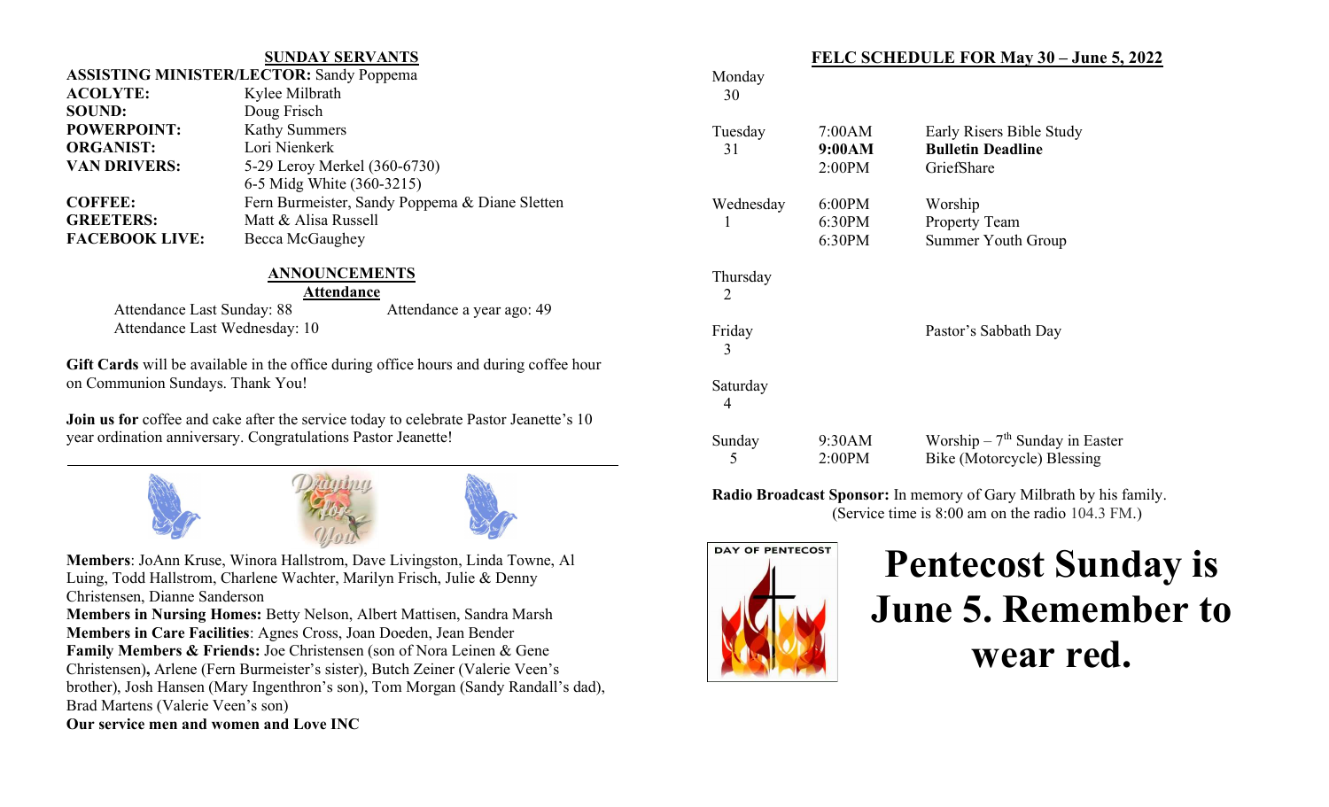## SUNDAY SERVANTS

| | |
|---|---|
| **ASSISTING MINISTER/LECTOR:** | Sandy Poppema |
| **ACOLYTE:** | Kylee Milbrath |
| **SOUND:** | Doug Frisch |
| **POWERPOINT:** | Kathy Summers |
| **ORGANIST:** | Lori Nienkerk |
| **VAN DRIVERS:** | 5-29 Leroy Merkel (360-6730)<br>6-5 Midg White (360-3215) |
| **COFFEE:** | Fern Burmeister, Sandy Poppema & Diane Sletten |
| **GREETERS:** | Matt & Alisa Russell |
| **FACEBOOK LIVE:** | Becca McGaughey |

## ANNOUNCEMENTS

### Attendance

Attendance Last Sunday: 88 Attendance a year ago: 49

Attendance Last Wednesday: 10

**Gift Cards** will be available in the office during office hours and during coffee hour on Communion Sundays. Thank You!

**Join us for** coffee and cake after the service today to celebrate Pastor Jeanette's 10 year ordination anniversary. Congratulations Pastor Jeanette!

---

Praying for You

**Members**: JoAnn Kruse, Winora Hallstrom, Dave Livingston, Linda Towne, Al Luing, Todd Hallstrom, Charlene Wachter, Marilyn Frisch, Julie & Denny Christensen, Dianne Sanderson

**Members in Nursing Homes:** Betty Nelson, Albert Mattisen, Sandra Marsh

**Members in Care Facilities**: Agnes Cross, Joan Doeden, Jean Bender

**Family Members & Friends:** Joe Christensen (son of Nora Leinen & Gene Christensen)**,** Arlene (Fern Burmeister's sister), Butch Zeiner (Valerie Veen's brother), Josh Hansen (Mary Ingenthron's son), Tom Morgan (Sandy Randall's dad), Brad Martens (Valerie Veen's son)

**Our service men and women and Love INC**

## FELC SCHEDULE FOR May 30 – June 5, 2022

| | | |
|---|---|---|
| Monday 30 | | |
| Tuesday 31 | 7:00AM | Early Risers Bible Study |
| | **9:00AM** | **Bulletin Deadline** |
| | 2:00PM | GriefShare |
| Wednesday 1 | 6:00PM | Worship |
| | 6:30PM | Property Team |
| | 6:30PM | Summer Youth Group |
| Thursday 2 | | |
| Friday 3 | | Pastor's Sabbath Day |
| Saturday 4 | | |
| Sunday 5 | 9:30AM | Worship – 7th Sunday in Easter |
| | 2:00PM | Bike (Motorcycle) Blessing |

**Radio Broadcast Sponsor:** In memory of Gary Milbrath by his family. (Service time is 8:00 am on the radio 104.3 FM.)

DAY OF PENTECOST

# Pentecost Sunday is June 5. Remember to wear red.